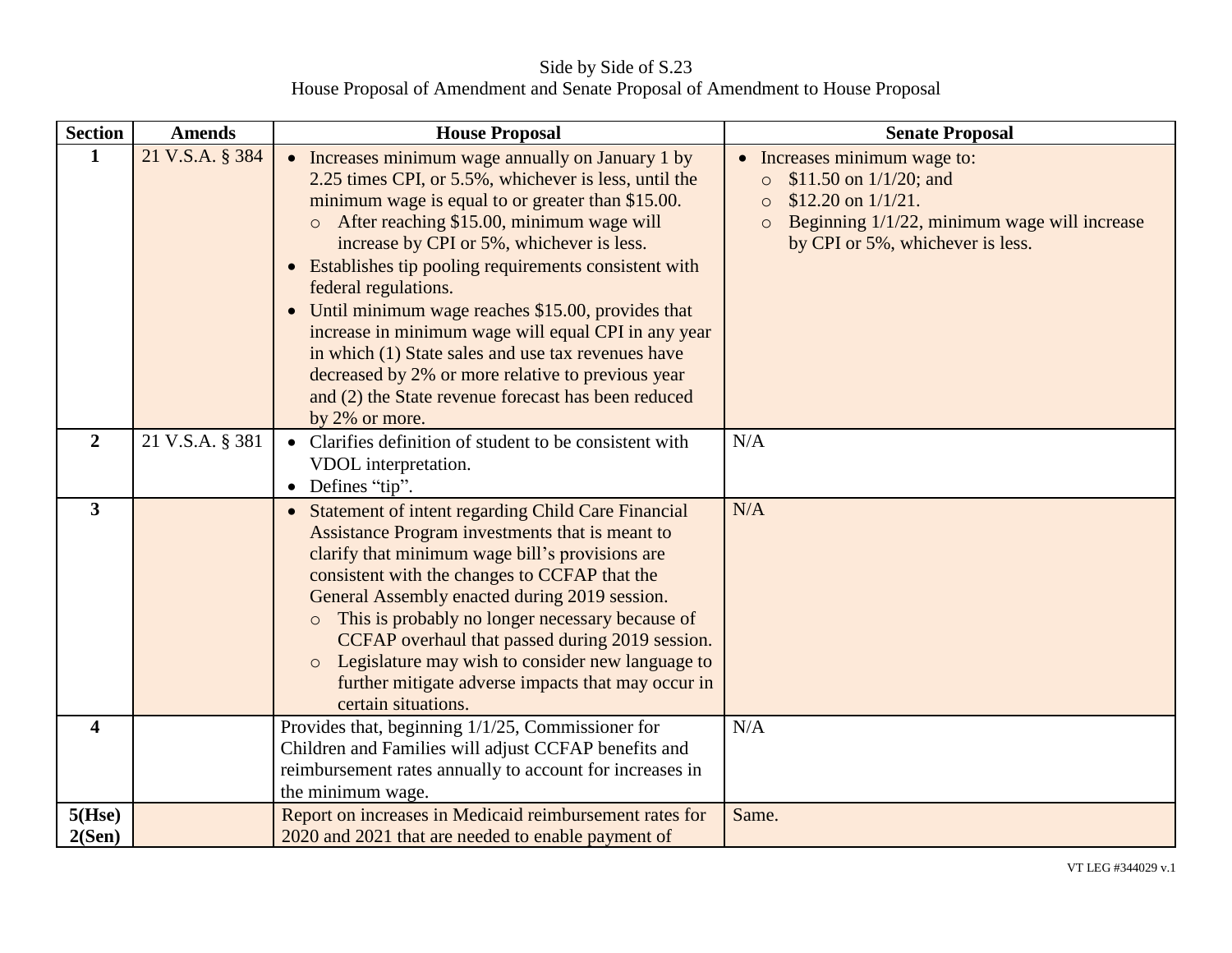Side by Side of S.23

House Proposal of Amendment and Senate Proposal of Amendment to House Proposal

| Section | Amends | House Proposal | Senate Proposal |
|---|---|---|---|
| **1** | 21 V.S.A. § 384 | • Increases minimum wage annually on January 1 by 2.25 times CPI, or 5.5%, whichever is less, until the minimum wage is equal to or greater than $15.00.<br>  ○ After reaching $15.00, minimum wage will increase by CPI or 5%, whichever is less.<br>• Establishes tip pooling requirements consistent with federal regulations.<br>• Until minimum wage reaches $15.00, provides that increase in minimum wage will equal CPI in any year in which (1) State sales and use tax revenues have decreased by 2% or more relative to previous year and (2) the State revenue forecast has been reduced by 2% or more. | • Increases minimum wage to:<br>  ○ $11.50 on 1/1/20; and<br>  ○ $12.20 on 1/1/21.<br>  ○ Beginning 1/1/22, minimum wage will increase by CPI or 5%, whichever is less. |
| **2** | 21 V.S.A. § 381 | • Clarifies definition of student to be consistent with VDOL interpretation.<br>• Defines "tip". | N/A |
| **3** | | • Statement of intent regarding Child Care Financial Assistance Program investments that is meant to clarify that minimum wage bill's provisions are consistent with the changes to CCFAP that the General Assembly enacted during 2019 session.<br>  ○ This is probably no longer necessary because of CCFAP overhaul that passed during 2019 session.<br>  ○ Legislature may wish to consider new language to further mitigate adverse impacts that may occur in certain situations. | N/A |
| **4** | | Provides that, beginning 1/1/25, Commissioner for Children and Families will adjust CCFAP benefits and reimbursement rates annually to account for increases in the minimum wage. | N/A |
| **5(Hse) 2(Sen)** | | Report on increases in Medicaid reimbursement rates for 2020 and 2021 that are needed to enable payment of | Same. |

VT LEG #344029 v.1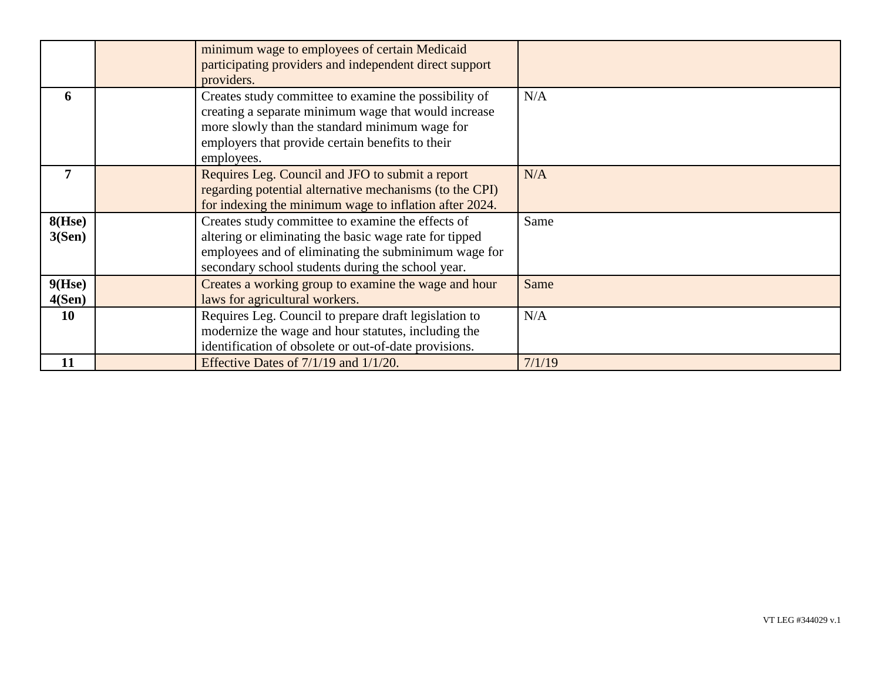| | | | |
|---|---|---|---|
| | | minimum wage to employees of certain Medicaid participating providers and independent direct support providers. | |
| **6** | | Creates study committee to examine the possibility of creating a separate minimum wage that would increase more slowly than the standard minimum wage for employers that provide certain benefits to their employees. | N/A |
| **7** | | Requires Leg. Council and JFO to submit a report regarding potential alternative mechanisms (to the CPI) for indexing the minimum wage to inflation after 2024. | N/A |
| **8(Hse) 3(Sen)** | | Creates study committee to examine the effects of altering or eliminating the basic wage rate for tipped employees and of eliminating the subminimum wage for secondary school students during the school year. | Same |
| **9(Hse) 4(Sen)** | | Creates a working group to examine the wage and hour laws for agricultural workers. | Same |
| **10** | | Requires Leg. Council to prepare draft legislation to modernize the wage and hour statutes, including the identification of obsolete or out-of-date provisions. | N/A |
| **11** | | Effective Dates of 7/1/19 and 1/1/20. | 7/1/19 |

VT LEG #344029 v.1